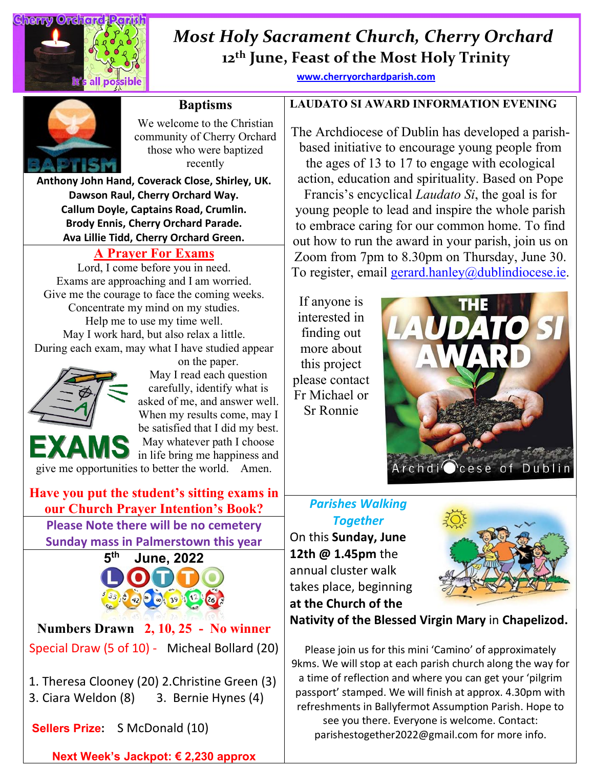# Most Holy Sacrament Church, Cherry Orchard

## 12th June, Feast of the Most Holy Trinity

www.cherryorchardparish.com

### Baptisms

We welcome to the Christian community of Cherry Orchard those who were baptized recently

**Anthony John Hand, Coverack Close, Shirley, UK.**
**Dawson Raul, Cherry Orchard Way.**
**Callum Doyle, Captains Road, Crumlin.**
**Brody Ennis, Cherry Orchard Parade.**
**Ava Lillie Tidd, Cherry Orchard Green.**

### A Prayer For Exams

Lord, I come before you in need.
Exams are approaching and I am worried.
Give me the courage to face the coming weeks.
Concentrate my mind on my studies.
Help me to use my time well.
May I work hard, but also relax a little.
During each exam, may what I have studied appear on the paper.
May I read each question carefully, identify what is asked of me, and answer well.
When my results come, may I be satisfied that I did my best.
May whatever path I choose in life bring me happiness and give me opportunities to better the world. Amen.

**Have you put the student's sitting exams in our Church Prayer Intention's Book?**

**Please Note there will be no cemetery Sunday mass in Palmerstown this year**

### 5th June, 2022 LOTTO

**Numbers Drawn 2, 10, 25 - No winner**

Special Draw (5 of 10) - Micheal Bollard (20)

1. Theresa Clooney (20) 2. Christine Green (3)
3. Ciara Weldon (8) 3. Bernie Hynes (4)

**Sellers Prize:** S McDonald (10)

**Next Week's Jackpot: € 2,230 approx**

### LAUDATO SI AWARD INFORMATION EVENING

The Archdiocese of Dublin has developed a parish-based initiative to encourage young people from the ages of 13 to 17 to engage with ecological action, education and spirituality. Based on Pope Francis's encyclical *Laudato Si*, the goal is for young people to lead and inspire the whole parish to embrace caring for our common home. To find out how to run the award in your parish, join us on Zoom from 7pm to 8.30pm on Thursday, June 30. To register, email gerard.hanley@dublindiocese.ie.

If anyone is interested in finding out more about this project please contact Fr Michael or Sr Ronnie

### *Parishes Walking Together*

On this **Sunday, June 12th @ 1.45pm** the annual cluster walk takes place, beginning **at the Church of the Nativity of the Blessed Virgin Mary** in **Chapelizod.**

Please join us for this mini 'Camino' of approximately 9kms. We will stop at each parish church along the way for a time of reflection and where you can get your 'pilgrim passport' stamped. We will finish at approx. 4.30pm with refreshments in Ballyfermot Assumption Parish. Hope to see you there. Everyone is welcome. Contact: parishestogether2022@gmail.com for more info.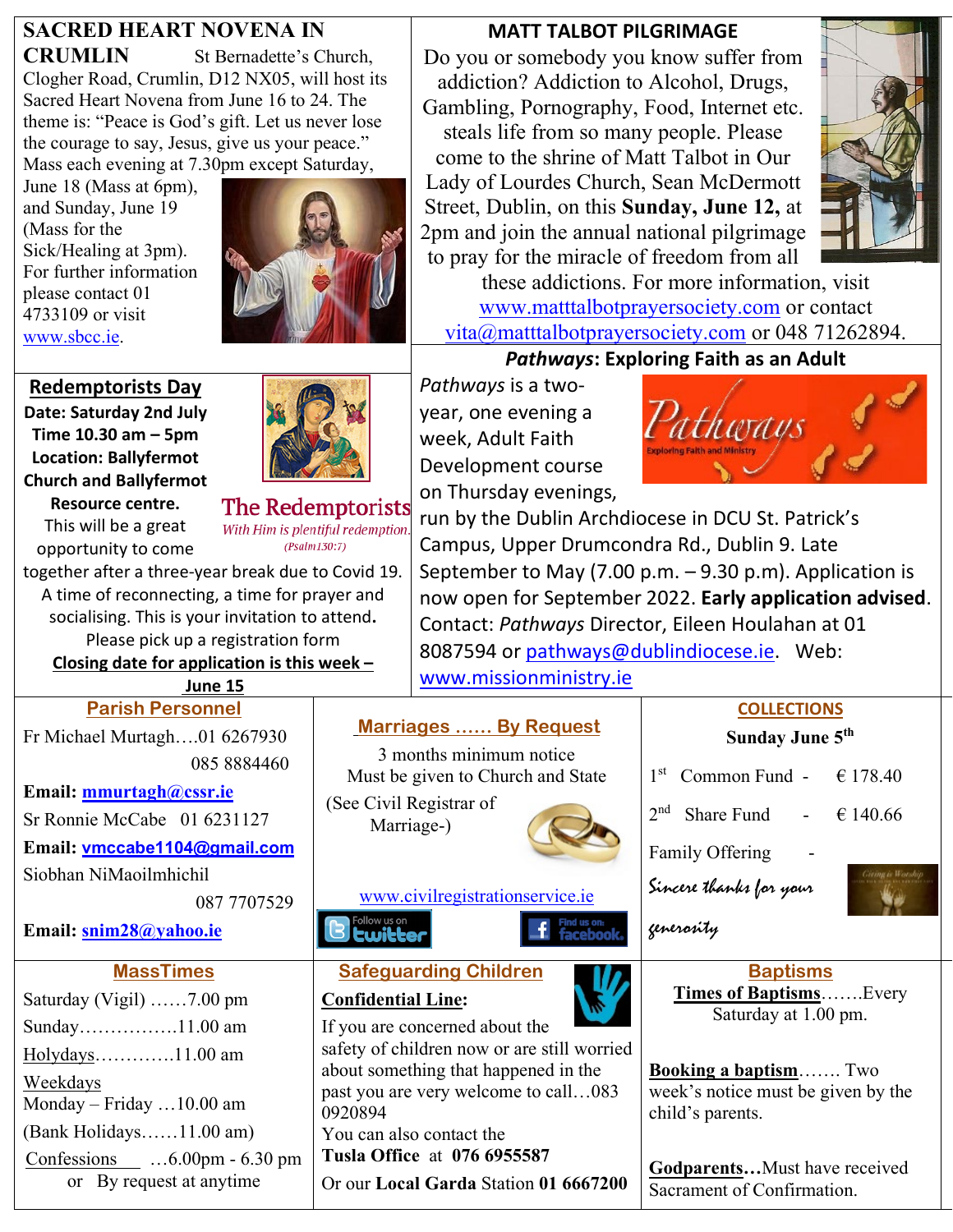## SACRED HEART NOVENA IN CRUMLIN

St Bernadette's Church, Clogher Road, Crumlin, D12 NX05, will host its Sacred Heart Novena from June 16 to 24. The theme is: "Peace is God's gift. Let us never lose the courage to say, Jesus, give us your peace." Mass each evening at 7.30pm except Saturday, June 18 (Mass at 6pm), and Sunday, June 19 (Mass for the Sick/Healing at 3pm). For further information please contact 01 4733109 or visit www.sbcc.ie.

## MATT TALBOT PILGRIMAGE

Do you or somebody you know suffer from addiction? Addiction to Alcohol, Drugs, Gambling, Pornography, Food, Internet etc. steals life from so many people. Please come to the shrine of Matt Talbot in Our Lady of Lourdes Church, Sean McDermott Street, Dublin, on this **Sunday, June 12,** at 2pm and join the annual national pilgrimage to pray for the miracle of freedom from all these addictions. For more information, visit www.matttalbotprayersociety.com or contact vita@matttalbotprayersociety.com or 048 71262894.

## Redemptorists Day

**Date: Saturday 2nd July**
**Time 10.30 am – 5pm**
**Location: Ballyfermot Church and Ballyfermot Resource centre.**

The Redemptorists
*With Him is plentiful redemption.*
*(Psalm130:7)*

This will be a great opportunity to come together after a three-year break due to Covid 19. A time of reconnecting, a time for prayer and socialising. This is your invitation to attend. Please pick up a registration form

**Closing date for application is this week – June 15**

## *Pathways*: Exploring Faith as an Adult

*Pathways* is a two-year, one evening a week, Adult Faith Development course on Thursday evenings, run by the Dublin Archdiocese in DCU St. Patrick's Campus, Upper Drumcondra Rd., Dublin 9. Late September to May (7.00 p.m. – 9.30 p.m). Application is now open for September 2022. **Early application advised**. Contact: *Pathways* Director, Eileen Houlahan at 01 8087594 or pathways@dublindiocese.ie. Web: www.missionministry.ie

## Parish Personnel

Fr Michael Murtagh….01 6267930
085 8884460
**Email: mmurtagh@cssr.ie**

Sr Ronnie McCabe 01 6231127
**Email: vmccabe1104@gmail.com**

Siobhan NiMaoilmhichil
087 7707529
**Email: snim28@yahoo.ie**

## Marriages …… By Request

3 months minimum notice
Must be given to Church and State
(See Civil Registrar of Marriage-)

www.civilregistrationservice.ie

Follow us on twitter — Find us on facebook

## COLLECTIONS

**Sunday June 5th**

| | |
|---|---|
| 1st Common Fund - | € 178.40 |
| 2nd Share Fund - | € 140.66 |
| Family Offering - | |

*Sincere thanks for your generosity*

## MassTimes

Saturday (Vigil) ……7.00 pm
Sunday…………….11.00 am
Holydays………….11.00 am
Weekdays
Monday – Friday …10.00 am
(Bank Holidays……11.00 am)
Confessions …6.00pm - 6.30 pm
or By request at anytime

## Safeguarding Children

**Confidential Line:**

If you are concerned about the safety of children now or are still worried about something that happened in the past you are very welcome to call…083 0920894
You can also contact the **Tusla Office** at **076 6955587**
Or our **Local Garda** Station **01 6667200**

## Baptisms

**Times of Baptisms**…….Every Saturday at 1.00 pm.

**Booking a baptism**……. Two week's notice must be given by the child's parents.

**Godparents…**Must have received Sacrament of Confirmation.